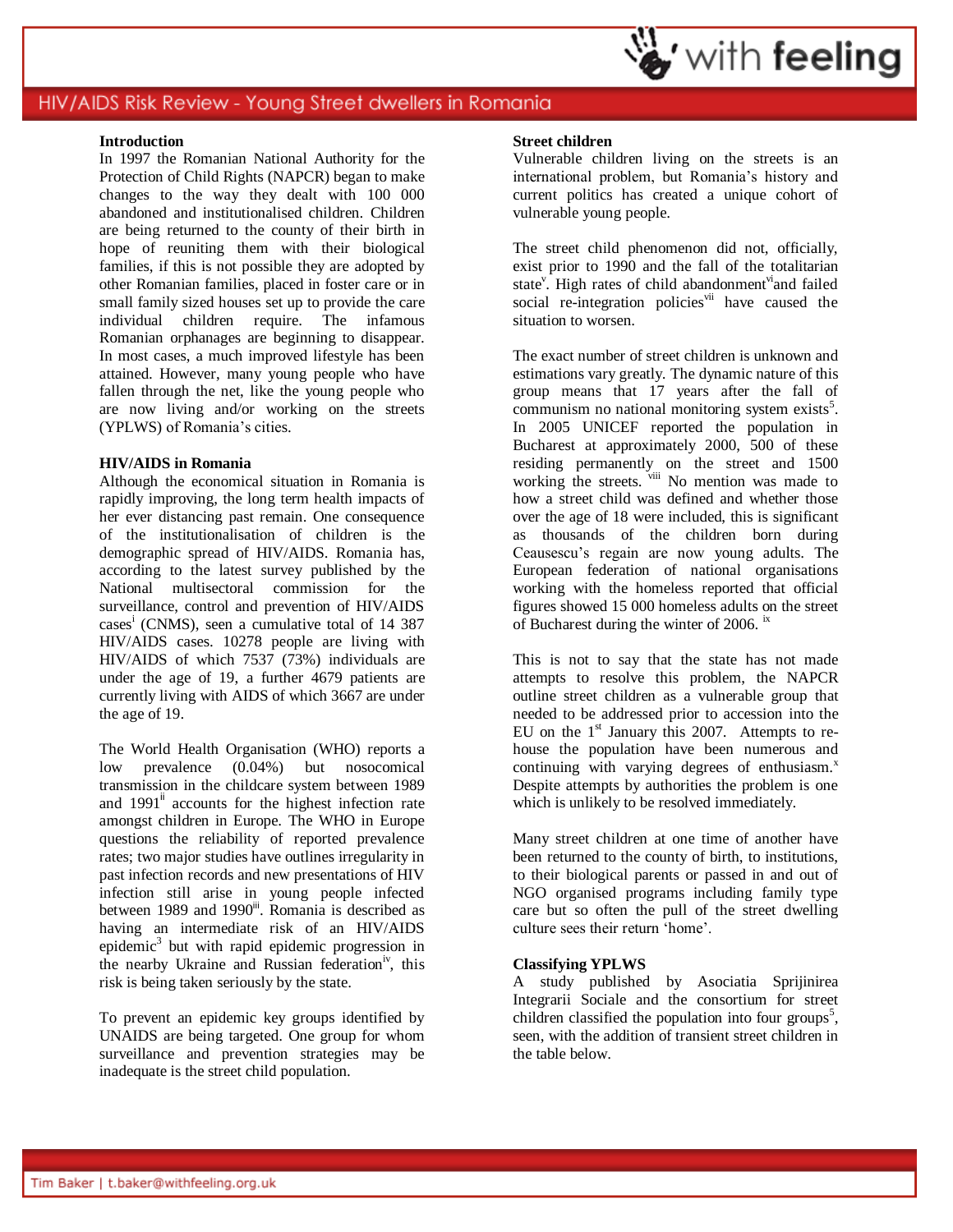# HIV/AIDS Risk Review - Young Street dwellers in Romania

**Introduction**

In 1997 the Romanian National Authority for the Protection of Child Rights (NAPCR) began to make changes to the way they dealt with 100 000 abandoned and institutionalised children. Children are being returned to the county of their birth in hope of reuniting them with their biological families, if this is not possible they are adopted by other Romanian families, placed in foster care or in small family sized houses set up to provide the care individual children require. The infamous Romanian orphanages are beginning to disappear. In most cases, a much improved lifestyle has been attained. However, many young people who have fallen through the net, like the young people who are now living and/or working on the streets (YPLWS) of Romania's cities.

**HIV/AIDS in Romania**

Although the economical situation in Romania is rapidly improving, the long term health impacts of her ever distancing past remain. One consequence of the institutionalisation of children is the demographic spread of HIV/AIDS. Romania has, according to the latest survey published by the National multisectoral commission for the surveillance, control and prevention of HIV/AIDS cases[i] (CNMS), seen a cumulative total of 14 387 HIV/AIDS cases. 10278 people are living with HIV/AIDS of which 7537 (73%) individuals are under the age of 19, a further 4679 patients are currently living with AIDS of which 3667 are under the age of 19.

The World Health Organisation (WHO) reports a low prevalence (0.04%) but nosocomical transmission in the childcare system between 1989 and 1991[ii] accounts for the highest infection rate amongst children in Europe. The WHO in Europe questions the reliability of reported prevalence rates; two major studies have outlines irregularity in past infection records and new presentations of HIV infection still arise in young people infected between 1989 and 1990[iii]. Romania is described as having an intermediate risk of an HIV/AIDS epidemic[3] but with rapid epidemic progression in the nearby Ukraine and Russian federation[iv], this risk is being taken seriously by the state.

To prevent an epidemic key groups identified by UNAIDS are being targeted. One group for whom surveillance and prevention strategies may be inadequate is the street child population.

**Street children**

Vulnerable children living on the streets is an international problem, but Romania's history and current politics has created a unique cohort of vulnerable young people.

The street child phenomenon did not, officially, exist prior to 1990 and the fall of the totalitarian state[v]. High rates of child abandonment[vi]and failed social re-integration policies[vii] have caused the situation to worsen.

The exact number of street children is unknown and estimations vary greatly. The dynamic nature of this group means that 17 years after the fall of communism no national monitoring system exists[5]. In 2005 UNICEF reported the population in Bucharest at approximately 2000, 500 of these residing permanently on the street and 1500 working the streets. [viii] No mention was made to how a street child was defined and whether those over the age of 18 were included, this is significant as thousands of the children born during Ceausescu's regain are now young adults. The European federation of national organisations working with the homeless reported that official figures showed 15 000 homeless adults on the street of Bucharest during the winter of 2006. [ix]

This is not to say that the state has not made attempts to resolve this problem, the NAPCR outline street children as a vulnerable group that needed to be addressed prior to accession into the EU on the 1st January this 2007. Attempts to re-house the population have been numerous and continuing with varying degrees of enthusiasm.[x] Despite attempts by authorities the problem is one which is unlikely to be resolved immediately.

Many street children at one time of another have been returned to the county of birth, to institutions, to their biological parents or passed in and out of NGO organised programs including family type care but so often the pull of the street dwelling culture sees their return 'home'.

**Classifying YPLWS**

A study published by Asociatia Sprijinirea Integrarii Sociale and the consortium for street children classified the population into four groups[5], seen, with the addition of transient street children in the table below.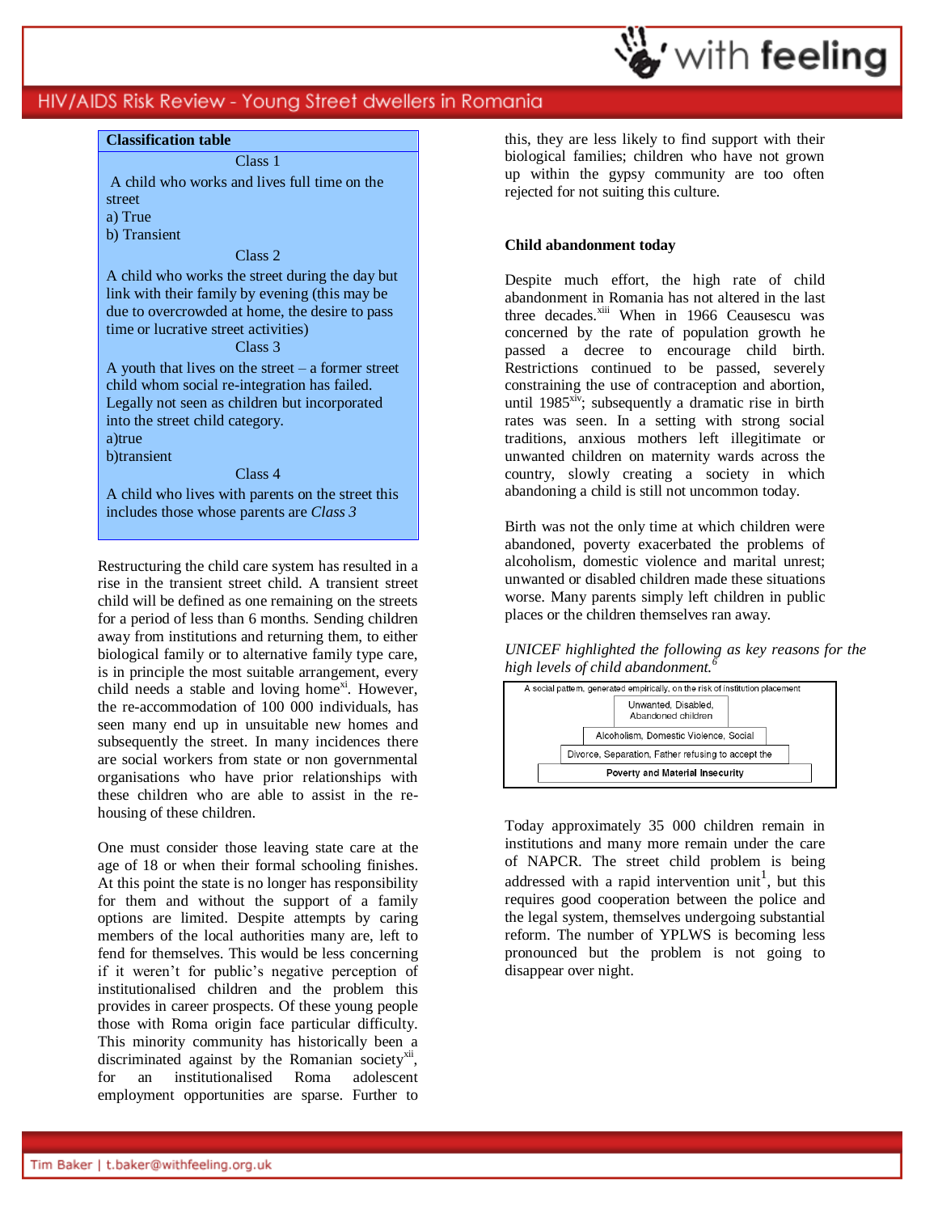**Classification table**

Class 1

A child who works and lives full time on the street
a) True
b) Transient

Class 2

A child who works the street during the day but link with their family by evening (this may be due to overcrowded at home, the desire to pass time or lucrative street activities)

Class 3

A youth that lives on the street – a former street child whom social re-integration has failed. Legally not seen as children but incorporated into the street child category.
a)true
b)transient

Class 4

A child who lives with parents on the street this includes those whose parents are *Class 3*

Restructuring the child care system has resulted in a rise in the transient street child. A transient street child will be defined as one remaining on the streets for a period of less than 6 months. Sending children away from institutions and returning them, to either biological family or to alternative family type care, is in principle the most suitable arrangement, every child needs a stable and loving home[xi]. However, the re-accommodation of 100 000 individuals, has seen many end up in unsuitable new homes and subsequently the street. In many incidences there are social workers from state or non governmental organisations who have prior relationships with these children who are able to assist in the re-housing of these children.

One must consider those leaving state care at the age of 18 or when their formal schooling finishes. At this point the state is no longer has responsibility for them and without the support of a family options are limited. Despite attempts by caring members of the local authorities many are, left to fend for themselves. This would be less concerning if it weren't for public's negative perception of institutionalised children and the problem this provides in career prospects. Of these young people those with Roma origin face particular difficulty. This minority community has historically been a discriminated against by the Romanian society[xii], for an institutionalised Roma adolescent employment opportunities are sparse. Further to this, they are less likely to find support with their biological families; children who have not grown up within the gypsy community are too often rejected for not suiting this culture.

**Child abandonment today**

Despite much effort, the high rate of child abandonment in Romania has not altered in the last three decades.[xiii] When in 1966 Ceausescu was concerned by the rate of population growth he passed a decree to encourage child birth. Restrictions continued to be passed, severely constraining the use of contraception and abortion, until 1985[xiv]; subsequently a dramatic rise in birth rates was seen. In a setting with strong social traditions, anxious mothers left illegitimate or unwanted children on maternity wards across the country, slowly creating a society in which abandoning a child is still not uncommon today.

Birth was not the only time at which children were abandoned, poverty exacerbated the problems of alcoholism, domestic violence and marital unrest; unwanted or disabled children made these situations worse. Many parents simply left children in public places or the children themselves ran away.

*UNICEF highlighted the following as key reasons for the high levels of child abandonment.[6]*

| A social pattern, generated empirically, on the risk of institution placement |
|---|
| Unwanted, Disabled, Abandoned children |
| Alcoholism, Domestic Violence, Social |
| Divorce, Separation, Father refusing to accept the |
| **Poverty and Material Insecurity** |

Today approximately 35 000 children remain in institutions and many more remain under the care of NAPCR. The street child problem is being addressed with a rapid intervention unit[1], but this requires good cooperation between the police and the legal system, themselves undergoing substantial reform. The number of YPLWS is becoming less pronounced but the problem is not going to disappear over night.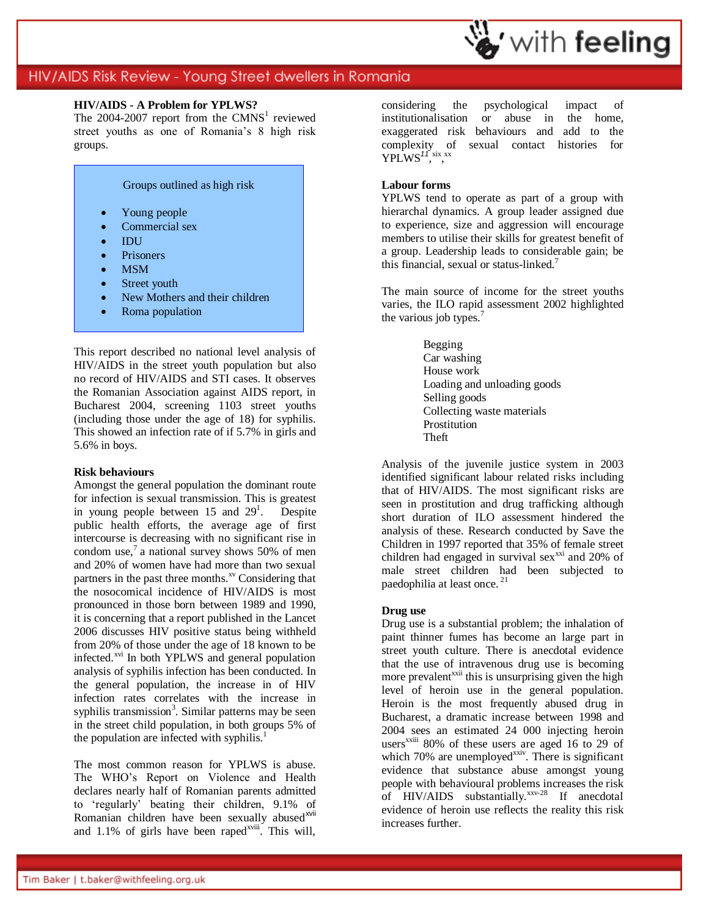## HIV/AIDS - A Problem for YPLWS?

The 2004-2007 report from the CMNS[1] reviewed street youths as one of Romania's 8 high risk groups.

Groups outlined as high risk

- Young people
- Commercial sex
- IDU
- Prisoners
- MSM
- Street youth
- New Mothers and their children
- Roma population

This report described no national level analysis of HIV/AIDS in the street youth population but also no record of HIV/AIDS and STI cases. It observes the Romanian Association against AIDS report, in Bucharest 2004, screening 1103 street youths (including those under the age of 18) for syphilis. This showed an infection rate of if 5.7% in girls and 5.6% in boys.

### Risk behaviours

Amongst the general population the dominant route for infection is sexual transmission. This is greatest in young people between 15 and 29[1]. Despite public health efforts, the average age of first intercourse is decreasing with no significant rise in condom use,[7] a national survey shows 50% of men and 20% of women have had more than two sexual partners in the past three months.[xv] Considering that the nosocomical incidence of HIV/AIDS is most pronounced in those born between 1989 and 1990, it is concerning that a report published in the Lancet 2006 discusses HIV positive status being withheld from 20% of those under the age of 18 known to be infected.[xvi] In both YPLWS and general population analysis of syphilis infection has been conducted. In the general population, the increase in of HIV infection rates correlates with the increase in syphilis transmission[3]. Similar patterns may be seen in the street child population, in both groups 5% of the population are infected with syphilis.[1]

The most common reason for YPLWS is abuse. The WHO's Report on Violence and Health declares nearly half of Romanian parents admitted to 'regularly' beating their children, 9.1% of Romanian children have been sexually abused[xvii] and 1.1% of girls have been raped[xviii]. This will, considering the psychological impact of institutionalisation or abuse in the home, exaggerated risk behaviours and add to the complexity of sexual contact histories for YPLWS[11],[xix],[xx]

### Labour forms

YPLWS tend to operate as part of a group with hierarchal dynamics. A group leader assigned due to experience, size and aggression will encourage members to utilise their skills for greatest benefit of a group. Leadership leads to considerable gain; be this financial, sexual or status-linked.[7]

The main source of income for the street youths varies, the ILO rapid assessment 2002 highlighted the various job types.[7]

Begging
Car washing
House work
Loading and unloading goods
Selling goods
Collecting waste materials
Prostitution
Theft

Analysis of the juvenile justice system in 2003 identified significant labour related risks including that of HIV/AIDS. The most significant risks are seen in prostitution and drug trafficking although short duration of ILO assessment hindered the analysis of these. Research conducted by Save the Children in 1997 reported that 35% of female street children had engaged in survival sex[xxi] and 20% of male street children had been subjected to paedophilia at least once.[21]

### Drug use

Drug use is a substantial problem; the inhalation of paint thinner fumes has become an large part in street youth culture. There is anecdotal evidence that the use of intravenous drug use is becoming more prevalent[xxii] this is unsurprising given the high level of heroin use in the general population. Heroin is the most frequently abused drug in Bucharest, a dramatic increase between 1998 and 2004 sees an estimated 24 000 injecting heroin users[xxiii] 80% of these users are aged 16 to 29 of which 70% are unemployed[xxiv]. There is significant evidence that substance abuse amongst young people with behavioural problems increases the risk of HIV/AIDS substantially.[xxv-28] If anecdotal evidence of heroin use reflects the reality this risk increases further.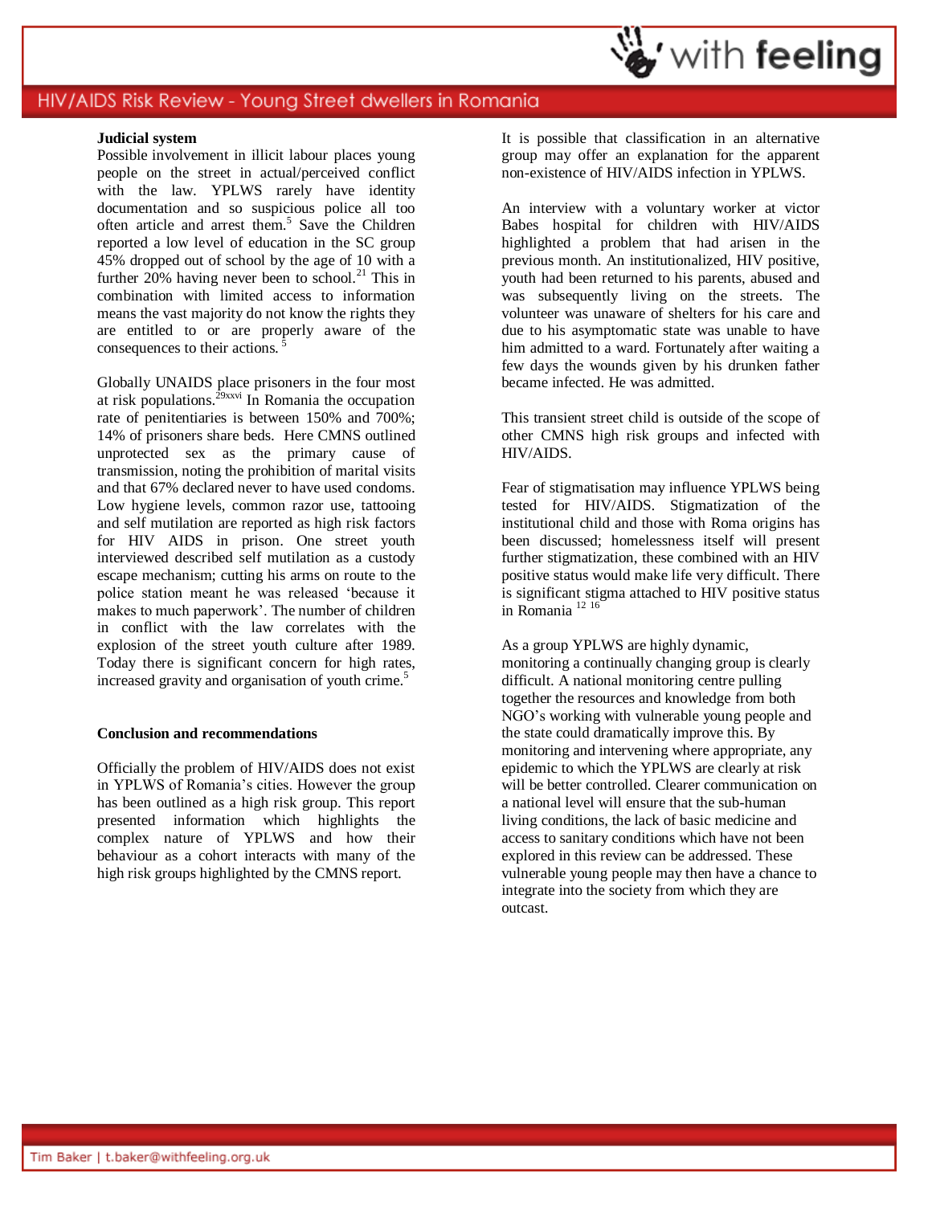### Judicial system

Possible involvement in illicit labour places young people on the street in actual/perceived conflict with the law. YPLWS rarely have identity documentation and so suspicious police all too often article and arrest them.[5] Save the Children reported a low level of education in the SC group 45% dropped out of school by the age of 10 with a further 20% having never been to school.[21] This in combination with limited access to information means the vast majority do not know the rights they are entitled to or are properly aware of the consequences to their actions. [5]

Globally UNAIDS place prisoners in the four most at risk populations.[29xxvi] In Romania the occupation rate of penitentiaries is between 150% and 700%; 14% of prisoners share beds. Here CMNS outlined unprotected sex as the primary cause of transmission, noting the prohibition of marital visits and that 67% declared never to have used condoms. Low hygiene levels, common razor use, tattooing and self mutilation are reported as high risk factors for HIV AIDS in prison. One street youth interviewed described self mutilation as a custody escape mechanism; cutting his arms on route to the police station meant he was released 'because it makes to much paperwork'. The number of children in conflict with the law correlates with the explosion of the street youth culture after 1989. Today there is significant concern for high rates, increased gravity and organisation of youth crime.[5]

### Conclusion and recommendations

Officially the problem of HIV/AIDS does not exist in YPLWS of Romania's cities. However the group has been outlined as a high risk group. This report presented information which highlights the complex nature of YPLWS and how their behaviour as a cohort interacts with many of the high risk groups highlighted by the CMNS report.

It is possible that classification in an alternative group may offer an explanation for the apparent non-existence of HIV/AIDS infection in YPLWS.

An interview with a voluntary worker at victor Babes hospital for children with HIV/AIDS highlighted a problem that had arisen in the previous month. An institutionalized, HIV positive, youth had been returned to his parents, abused and was subsequently living on the streets. The volunteer was unaware of shelters for his care and due to his asymptomatic state was unable to have him admitted to a ward. Fortunately after waiting a few days the wounds given by his drunken father became infected. He was admitted.

This transient street child is outside of the scope of other CMNS high risk groups and infected with HIV/AIDS.

Fear of stigmatisation may influence YPLWS being tested for HIV/AIDS. Stigmatization of the institutional child and those with Roma origins has been discussed; homelessness itself will present further stigmatization, these combined with an HIV positive status would make life very difficult. There is significant stigma attached to HIV positive status in Romania [12 16]

As a group YPLWS are highly dynamic, monitoring a continually changing group is clearly difficult. A national monitoring centre pulling together the resources and knowledge from both NGO's working with vulnerable young people and the state could dramatically improve this. By monitoring and intervening where appropriate, any epidemic to which the YPLWS are clearly at risk will be better controlled. Clearer communication on a national level will ensure that the sub-human living conditions, the lack of basic medicine and access to sanitary conditions which have not been explored in this review can be addressed. These vulnerable young people may then have a chance to integrate into the society from which they are outcast.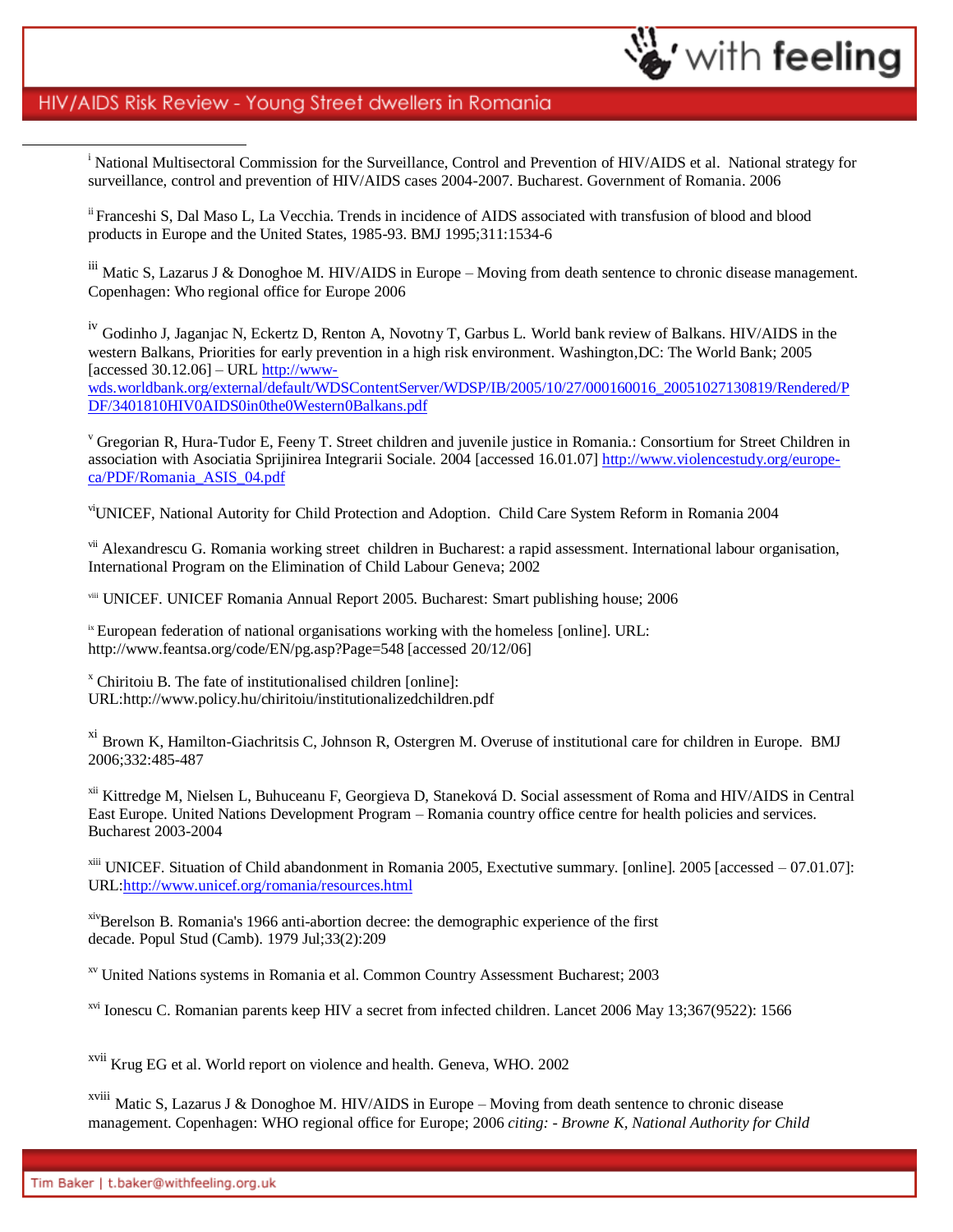[i] National Multisectoral Commission for the Surveillance, Control and Prevention of HIV/AIDS et al. National strategy for surveillance, control and prevention of HIV/AIDS cases 2004-2007. Bucharest. Government of Romania. 2006

[ii] Franceshi S, Dal Maso L, La Vecchia. Trends in incidence of AIDS associated with transfusion of blood and blood products in Europe and the United States, 1985-93. BMJ 1995;311:1534-6

[iii] Matic S, Lazarus J & Donoghoe M. HIV/AIDS in Europe – Moving from death sentence to chronic disease management. Copenhagen: Who regional office for Europe 2006

[iv] Godinho J, Jaganjac N, Eckertz D, Renton A, Novotny T, Garbus L. World bank review of Balkans. HIV/AIDS in the western Balkans, Priorities for early prevention in a high risk environment. Washington,DC: The World Bank; 2005 [accessed 30.12.06] – URL http://www-wds.worldbank.org/external/default/WDSContentServer/WDSP/IB/2005/10/27/000160016_20051027130819/Rendered/PDF/3401810HIV0AIDS0in0the0Western0Balkans.pdf

[v] Gregorian R, Hura-Tudor E, Feeny T. Street children and juvenile justice in Romania.: Consortium for Street Children in association with Asociatia Sprijinirea Integrarii Sociale. 2004 [accessed 16.01.07] http://www.violencestudy.org/europe-ca/PDF/Romania_ASIS_04.pdf

[vi] UNICEF, National Autority for Child Protection and Adoption. Child Care System Reform in Romania 2004

[vii] Alexandrescu G. Romania working street children in Bucharest: a rapid assessment. International labour organisation, International Program on the Elimination of Child Labour Geneva; 2002

[viii] UNICEF. UNICEF Romania Annual Report 2005. Bucharest: Smart publishing house; 2006

[ix] European federation of national organisations working with the homeless [online]. URL: http://www.feantsa.org/code/EN/pg.asp?Page=548 [accessed 20/12/06]

[x] Chiritoiu B. The fate of institutionalised children [online]: URL:http://www.policy.hu/chiritoiu/institutionalizedchildren.pdf

[xi] Brown K, Hamilton-Giachritsis C, Johnson R, Ostergren M. Overuse of institutional care for children in Europe. BMJ 2006;332:485-487

[xii] Kittredge M, Nielsen L, Buhuceanu F, Georgieva D, Staneková D. Social assessment of Roma and HIV/AIDS in Central East Europe. United Nations Development Program – Romania country office centre for health policies and services. Bucharest 2003-2004

[xiii] UNICEF. Situation of Child abandonment in Romania 2005, Exectutive summary. [online]. 2005 [accessed – 07.01.07]: URL:http://www.unicef.org/romania/resources.html

[xiv] Berelson B. Romania's 1966 anti-abortion decree: the demographic experience of the first decade. Popul Stud (Camb). 1979 Jul;33(2):209

[xv] United Nations systems in Romania et al. Common Country Assessment Bucharest; 2003

[xvi] Ionescu C. Romanian parents keep HIV a secret from infected children. Lancet 2006 May 13;367(9522): 1566

[xvii] Krug EG et al. World report on violence and health. Geneva, WHO. 2002

[xviii] Matic S, Lazarus J & Donoghoe M. HIV/AIDS in Europe – Moving from death sentence to chronic disease management. Copenhagen: WHO regional office for Europe; 2006 *citing: - Browne K, National Authority for Child*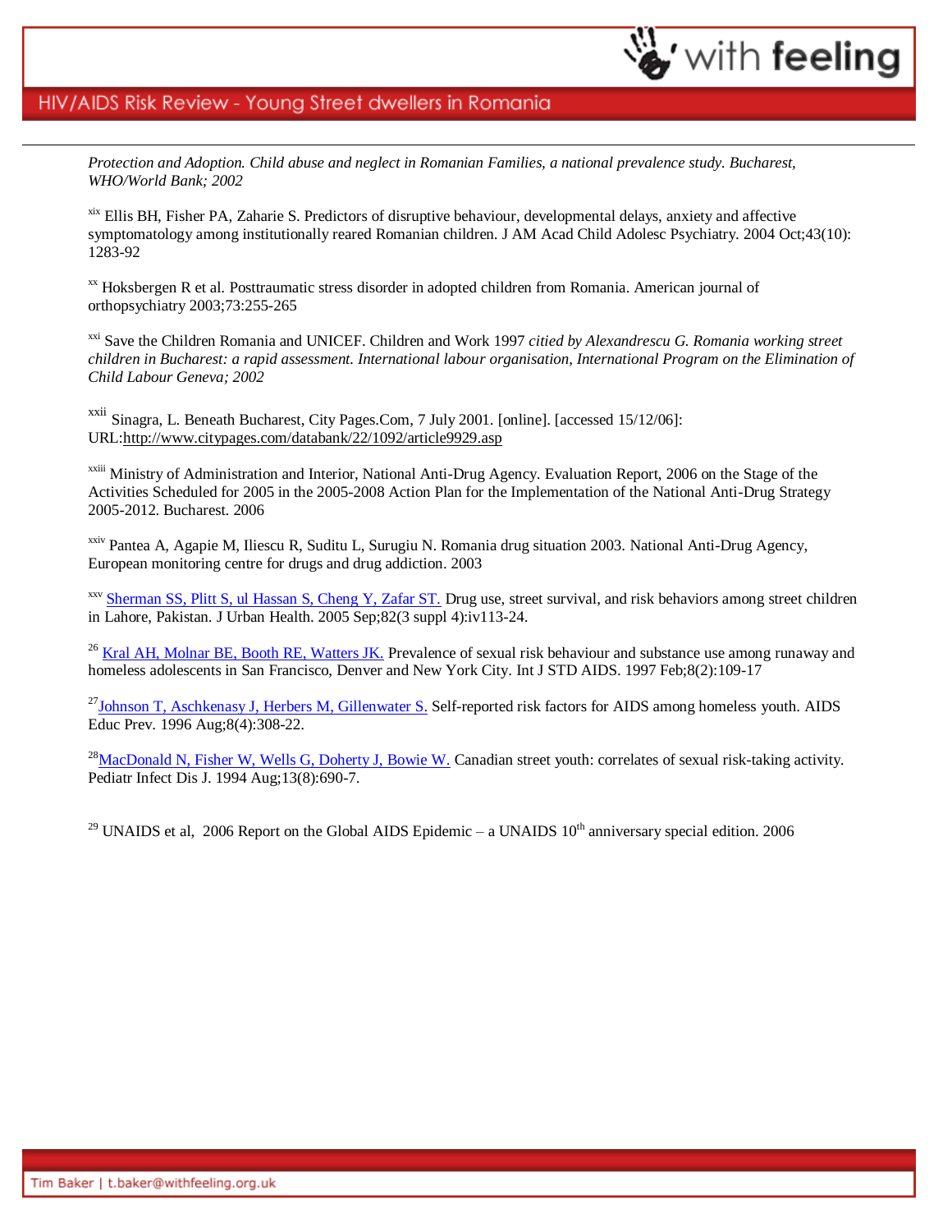*Protection and Adoption. Child abuse and neglect in Romanian Families, a national prevalence study. Bucharest, WHO/World Bank; 2002*

[xix] Ellis BH, Fisher PA, Zaharie S. Predictors of disruptive behaviour, developmental delays, anxiety and affective symptomatology among institutionally reared Romanian children. J AM Acad Child Adolesc Psychiatry. 2004 Oct;43(10): 1283-92

[xx] Hoksbergen R et al. Posttraumatic stress disorder in adopted children from Romania. American journal of orthopsychiatry 2003;73:255-265

[xxi] Save the Children Romania and UNICEF. Children and Work 1997 *citied by Alexandrescu G. Romania working street children in Bucharest: a rapid assessment. International labour organisation, International Program on the Elimination of Child Labour Geneva; 2002*

[xxii] Sinagra, L. Beneath Bucharest, City Pages.Com, 7 July 2001. [online]. [accessed 15/12/06]: URL:http://www.citypages.com/databank/22/1092/article9929.asp

[xxiii] Ministry of Administration and Interior, National Anti-Drug Agency. Evaluation Report, 2006 on the Stage of the Activities Scheduled for 2005 in the 2005-2008 Action Plan for the Implementation of the National Anti-Drug Strategy 2005-2012. Bucharest. 2006

[xxiv] Pantea A, Agapie M, Iliescu R, Suditu L, Surugiu N. Romania drug situation 2003. National Anti-Drug Agency, European monitoring centre for drugs and drug addiction. 2003

[xxv] Sherman SS, Plitt S, ul Hassan S, Cheng Y, Zafar ST. Drug use, street survival, and risk behaviors among street children in Lahore, Pakistan. J Urban Health. 2005 Sep;82(3 suppl 4):iv113-24.

[26] Kral AH, Molnar BE, Booth RE, Watters JK. Prevalence of sexual risk behaviour and substance use among runaway and homeless adolescents in San Francisco, Denver and New York City. Int J STD AIDS. 1997 Feb;8(2):109-17

[27] Johnson T, Aschkenasy J, Herbers M, Gillenwater S. Self-reported risk factors for AIDS among homeless youth. AIDS Educ Prev. 1996 Aug;8(4):308-22.

[28] MacDonald N, Fisher W, Wells G, Doherty J, Bowie W. Canadian street youth: correlates of sexual risk-taking activity. Pediatr Infect Dis J. 1994 Aug;13(8):690-7.

[29] UNAIDS et al, 2006 Report on the Global AIDS Epidemic – a UNAIDS 10th anniversary special edition. 2006